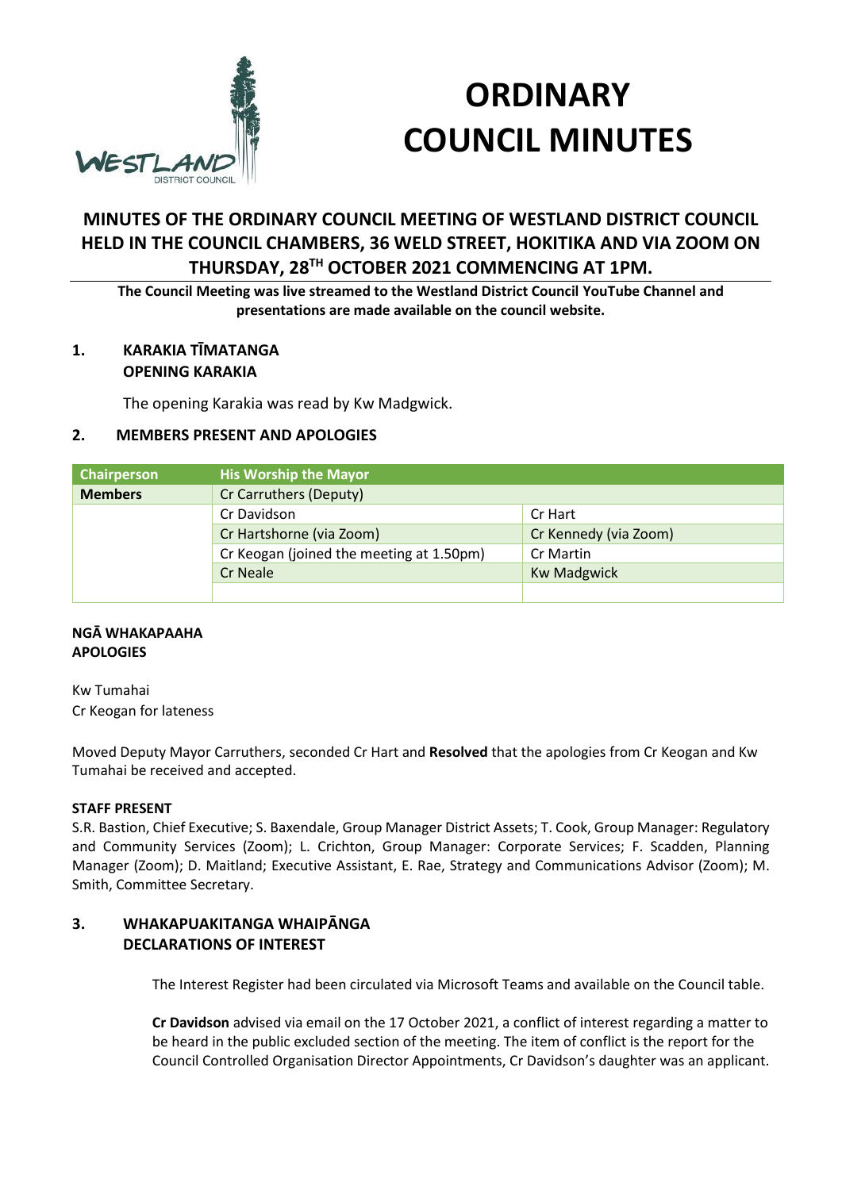# ORDINARY COUNCIL MINUTES

## MINUTES OF THE ORDINARY COUNCIL MEETING OF WESTLAND DISTRICT COUNCIL HELD IN THE COUNCIL CHAMBERS, 36 WELD STREET, HOKITIKA AND VIA ZOOM ON THURSDAY, 28TH OCTOBER 2021 COMMENCING AT 1PM.

**The Council Meeting was live streamed to the Westland District Council YouTube Channel and presentations are made available on the council website.**

### 1. KARAKIA TĪMATANGA
### OPENING KARAKIA

The opening Karakia was read by Kw Madgwick.

### 2. MEMBERS PRESENT AND APOLOGIES

| Chairperson | His Worship the Mayor | |
|---|---|---|
| **Members** | Cr Carruthers (Deputy) | |
| | Cr Davidson | Cr Hart |
| | Cr Hartshorne (via Zoom) | Cr Kennedy (via Zoom) |
| | Cr Keogan (joined the meeting at 1.50pm) | Cr Martin |
| | Cr Neale | Kw Madgwick |
| | | |

**NGĀ WHAKAPAAHA**
**APOLOGIES**

Kw Tumahai
Cr Keogan for lateness

Moved Deputy Mayor Carruthers, seconded Cr Hart and **Resolved** that the apologies from Cr Keogan and Kw Tumahai be received and accepted.

**STAFF PRESENT**

S.R. Bastion, Chief Executive; S. Baxendale, Group Manager District Assets; T. Cook, Group Manager: Regulatory and Community Services (Zoom); L. Crichton, Group Manager: Corporate Services; F. Scadden, Planning Manager (Zoom); D. Maitland; Executive Assistant, E. Rae, Strategy and Communications Advisor (Zoom); M. Smith, Committee Secretary.

### 3. WHAKAPUAKITANGA WHAIPĀNGA
### DECLARATIONS OF INTEREST

The Interest Register had been circulated via Microsoft Teams and available on the Council table.

**Cr Davidson** advised via email on the 17 October 2021, a conflict of interest regarding a matter to be heard in the public excluded section of the meeting. The item of conflict is the report for the Council Controlled Organisation Director Appointments, Cr Davidson's daughter was an applicant.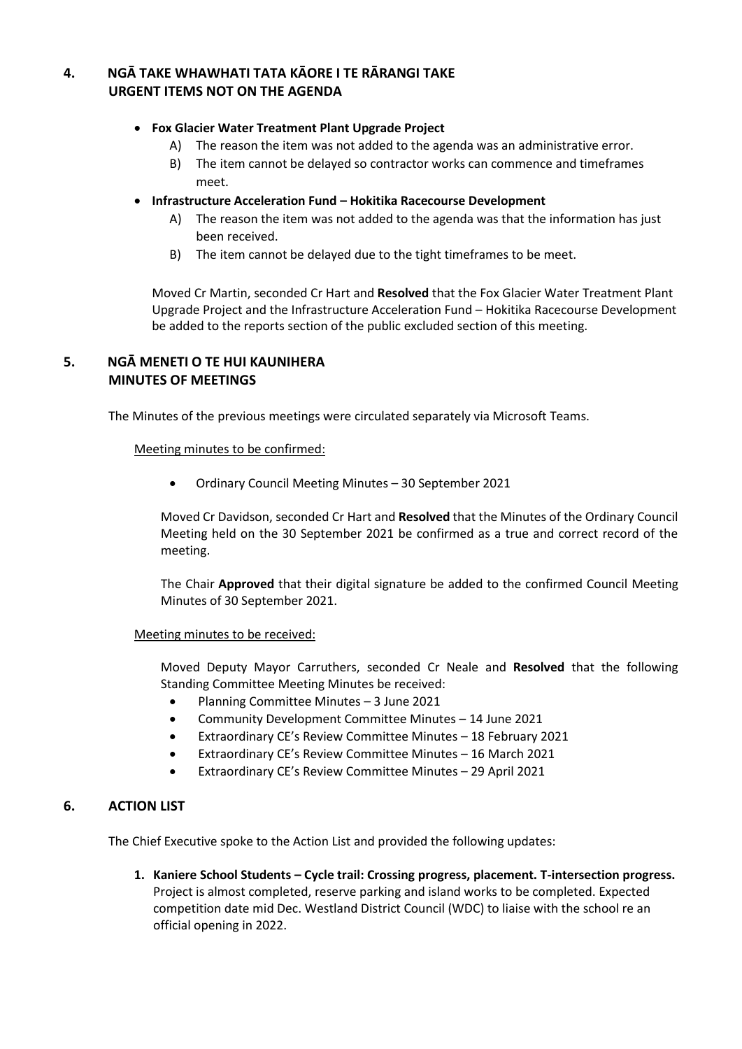## 4. NGĀ TAKE WHAWHATI TATA KĀORE I TE RĀRANGI TAKE URGENT ITEMS NOT ON THE AGENDA

- **Fox Glacier Water Treatment Plant Upgrade Project**
  - A) The reason the item was not added to the agenda was an administrative error.
  - B) The item cannot be delayed so contractor works can commence and timeframes meet.
- **Infrastructure Acceleration Fund – Hokitika Racecourse Development**
  - A) The reason the item was not added to the agenda was that the information has just been received.
  - B) The item cannot be delayed due to the tight timeframes to be meet.

Moved Cr Martin, seconded Cr Hart and **Resolved** that the Fox Glacier Water Treatment Plant Upgrade Project and the Infrastructure Acceleration Fund – Hokitika Racecourse Development be added to the reports section of the public excluded section of this meeting.

## 5. NGĀ MENETI O TE HUI KAUNIHERA MINUTES OF MEETINGS

The Minutes of the previous meetings were circulated separately via Microsoft Teams.

Meeting minutes to be confirmed:

- Ordinary Council Meeting Minutes – 30 September 2021

Moved Cr Davidson, seconded Cr Hart and **Resolved** that the Minutes of the Ordinary Council Meeting held on the 30 September 2021 be confirmed as a true and correct record of the meeting.

The Chair **Approved** that their digital signature be added to the confirmed Council Meeting Minutes of 30 September 2021.

Meeting minutes to be received:

Moved Deputy Mayor Carruthers, seconded Cr Neale and **Resolved** that the following Standing Committee Meeting Minutes be received:

- Planning Committee Minutes – 3 June 2021
- Community Development Committee Minutes – 14 June 2021
- Extraordinary CE's Review Committee Minutes – 18 February 2021
- Extraordinary CE's Review Committee Minutes – 16 March 2021
- Extraordinary CE's Review Committee Minutes – 29 April 2021

## 6. ACTION LIST

The Chief Executive spoke to the Action List and provided the following updates:

1. **Kaniere School Students – Cycle trail: Crossing progress, placement. T-intersection progress.** Project is almost completed, reserve parking and island works to be completed. Expected competition date mid Dec. Westland District Council (WDC) to liaise with the school re an official opening in 2022.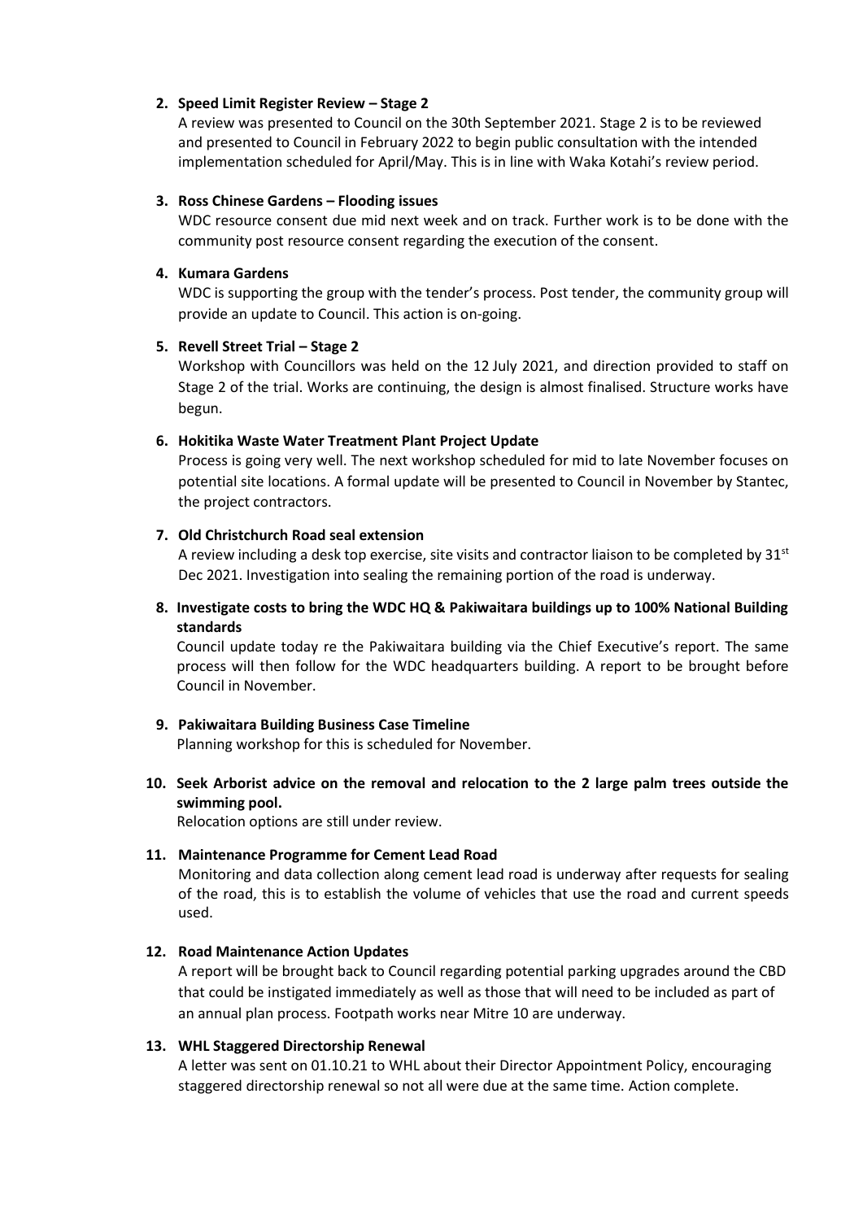2. **Speed Limit Register Review – Stage 2**
   A review was presented to Council on the 30th September 2021. Stage 2 is to be reviewed and presented to Council in February 2022 to begin public consultation with the intended implementation scheduled for April/May. This is in line with Waka Kotahi's review period.

3. **Ross Chinese Gardens – Flooding issues**
   WDC resource consent due mid next week and on track. Further work is to be done with the community post resource consent regarding the execution of the consent.

4. **Kumara Gardens**
   WDC is supporting the group with the tender's process. Post tender, the community group will provide an update to Council. This action is on-going.

5. **Revell Street Trial – Stage 2**
   Workshop with Councillors was held on the 12 July 2021, and direction provided to staff on Stage 2 of the trial. Works are continuing, the design is almost finalised. Structure works have begun.

6. **Hokitika Waste Water Treatment Plant Project Update**
   Process is going very well. The next workshop scheduled for mid to late November focuses on potential site locations. A formal update will be presented to Council in November by Stantec, the project contractors.

7. **Old Christchurch Road seal extension**
   A review including a desk top exercise, site visits and contractor liaison to be completed by 31st Dec 2021. Investigation into sealing the remaining portion of the road is underway.

8. **Investigate costs to bring the WDC HQ & Pakiwaitara buildings up to 100% National Building standards**
   Council update today re the Pakiwaitara building via the Chief Executive's report. The same process will then follow for the WDC headquarters building. A report to be brought before Council in November.

9. **Pakiwaitara Building Business Case Timeline**
   Planning workshop for this is scheduled for November.

10. **Seek Arborist advice on the removal and relocation to the 2 large palm trees outside the swimming pool.**
    Relocation options are still under review.

11. **Maintenance Programme for Cement Lead Road**
    Monitoring and data collection along cement lead road is underway after requests for sealing of the road, this is to establish the volume of vehicles that use the road and current speeds used.

12. **Road Maintenance Action Updates**
    A report will be brought back to Council regarding potential parking upgrades around the CBD that could be instigated immediately as well as those that will need to be included as part of an annual plan process. Footpath works near Mitre 10 are underway.

13. **WHL Staggered Directorship Renewal**
    A letter was sent on 01.10.21 to WHL about their Director Appointment Policy, encouraging staggered directorship renewal so not all were due at the same time. Action complete.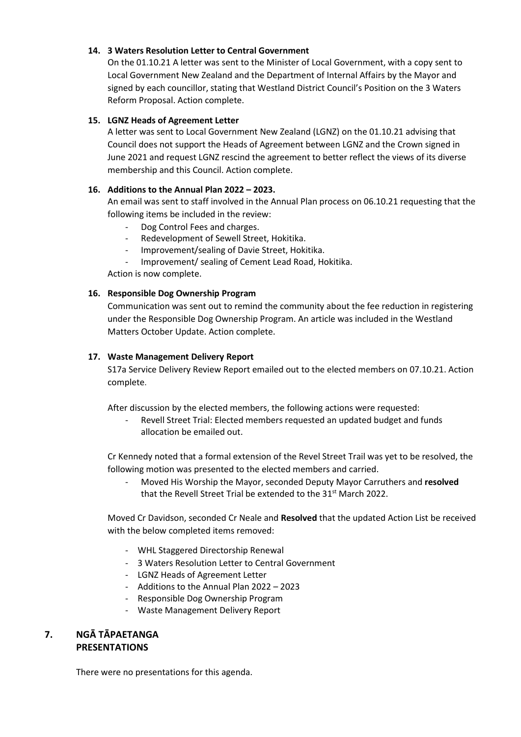**14. 3 Waters Resolution Letter to Central Government**

On the 01.10.21 A letter was sent to the Minister of Local Government, with a copy sent to Local Government New Zealand and the Department of Internal Affairs by the Mayor and signed by each councillor, stating that Westland District Council's Position on the 3 Waters Reform Proposal. Action complete.

**15. LGNZ Heads of Agreement Letter**

A letter was sent to Local Government New Zealand (LGNZ) on the 01.10.21 advising that Council does not support the Heads of Agreement between LGNZ and the Crown signed in June 2021 and request LGNZ rescind the agreement to better reflect the views of its diverse membership and this Council. Action complete.

**16. Additions to the Annual Plan 2022 – 2023.**

An email was sent to staff involved in the Annual Plan process on 06.10.21 requesting that the following items be included in the review:

- Dog Control Fees and charges.
- Redevelopment of Sewell Street, Hokitika.
- Improvement/sealing of Davie Street, Hokitika.
- Improvement/ sealing of Cement Lead Road, Hokitika.

Action is now complete.

**16. Responsible Dog Ownership Program**

Communication was sent out to remind the community about the fee reduction in registering under the Responsible Dog Ownership Program. An article was included in the Westland Matters October Update. Action complete.

**17. Waste Management Delivery Report**

S17a Service Delivery Review Report emailed out to the elected members on 07.10.21. Action complete.

After discussion by the elected members, the following actions were requested:

- Revell Street Trial: Elected members requested an updated budget and funds allocation be emailed out.

Cr Kennedy noted that a formal extension of the Revel Street Trail was yet to be resolved, the following motion was presented to the elected members and carried.

- Moved His Worship the Mayor, seconded Deputy Mayor Carruthers and **resolved** that the Revell Street Trial be extended to the 31st March 2022.

Moved Cr Davidson, seconded Cr Neale and **Resolved** that the updated Action List be received with the below completed items removed:

- WHL Staggered Directorship Renewal
- 3 Waters Resolution Letter to Central Government
- LGNZ Heads of Agreement Letter
- Additions to the Annual Plan 2022 – 2023
- Responsible Dog Ownership Program
- Waste Management Delivery Report

## 7. NGĀ TĀPAETANGA PRESENTATIONS

There were no presentations for this agenda.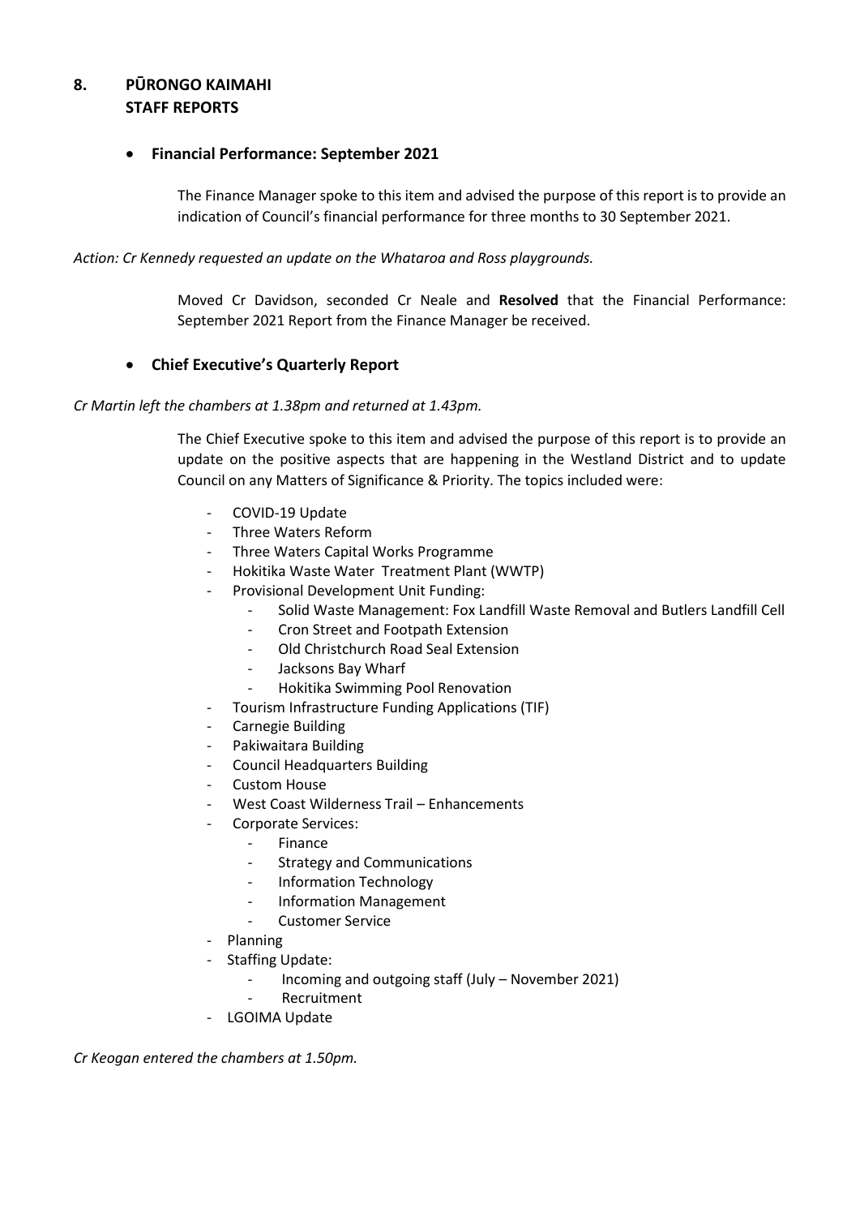## 8. PŪRONGO KAIMAHI
## STAFF REPORTS

- **Financial Performance: September 2021**

The Finance Manager spoke to this item and advised the purpose of this report is to provide an indication of Council's financial performance for three months to 30 September 2021.

*Action: Cr Kennedy requested an update on the Whataroa and Ross playgrounds.*

Moved Cr Davidson, seconded Cr Neale and **Resolved** that the Financial Performance: September 2021 Report from the Finance Manager be received.

- **Chief Executive's Quarterly Report**

*Cr Martin left the chambers at 1.38pm and returned at 1.43pm.*

The Chief Executive spoke to this item and advised the purpose of this report is to provide an update on the positive aspects that are happening in the Westland District and to update Council on any Matters of Significance & Priority. The topics included were:

- COVID-19 Update
- Three Waters Reform
- Three Waters Capital Works Programme
- Hokitika Waste Water Treatment Plant (WWTP)
- Provisional Development Unit Funding:
  - Solid Waste Management: Fox Landfill Waste Removal and Butlers Landfill Cell
  - Cron Street and Footpath Extension
  - Old Christchurch Road Seal Extension
  - Jacksons Bay Wharf
  - Hokitika Swimming Pool Renovation
- Tourism Infrastructure Funding Applications (TIF)
- Carnegie Building
- Pakiwaitara Building
- Council Headquarters Building
- Custom House
- West Coast Wilderness Trail – Enhancements
- Corporate Services:
  - Finance
  - Strategy and Communications
  - Information Technology
  - Information Management
  - Customer Service
- Planning
- Staffing Update:
  - Incoming and outgoing staff (July – November 2021)
  - Recruitment
- LGOIMA Update

*Cr Keogan entered the chambers at 1.50pm.*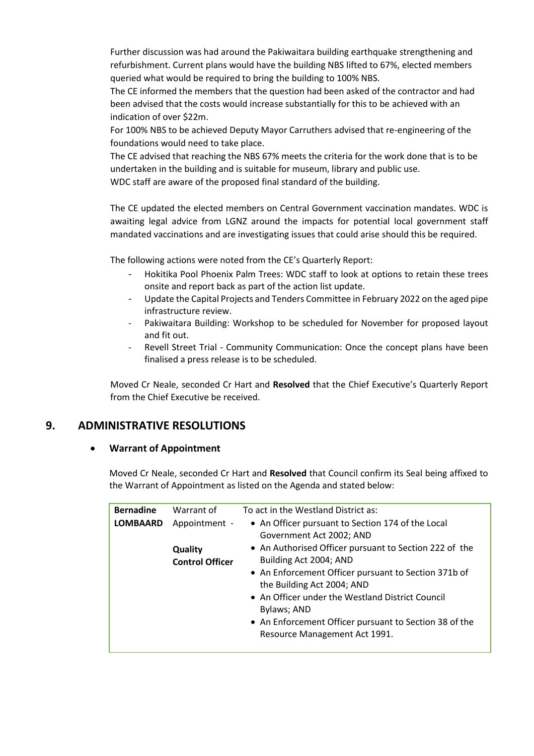Further discussion was had around the Pakiwaitara building earthquake strengthening and refurbishment. Current plans would have the building NBS lifted to 67%, elected members queried what would be required to bring the building to 100% NBS.
The CE informed the members that the question had been asked of the contractor and had been advised that the costs would increase substantially for this to be achieved with an indication of over $22m.
For 100% NBS to be achieved Deputy Mayor Carruthers advised that re-engineering of the foundations would need to take place.
The CE advised that reaching the NBS 67% meets the criteria for the work done that is to be undertaken in the building and is suitable for museum, library and public use.
WDC staff are aware of the proposed final standard of the building.

The CE updated the elected members on Central Government vaccination mandates. WDC is awaiting legal advice from LGNZ around the impacts for potential local government staff mandated vaccinations and are investigating issues that could arise should this be required.

The following actions were noted from the CE's Quarterly Report:

- Hokitika Pool Phoenix Palm Trees: WDC staff to look at options to retain these trees onsite and report back as part of the action list update.
- Update the Capital Projects and Tenders Committee in February 2022 on the aged pipe infrastructure review.
- Pakiwaitara Building: Workshop to be scheduled for November for proposed layout and fit out.
- Revell Street Trial - Community Communication: Once the concept plans have been finalised a press release is to be scheduled.

Moved Cr Neale, seconded Cr Hart and **Resolved** that the Chief Executive's Quarterly Report from the Chief Executive be received.

## 9. ADMINISTRATIVE RESOLUTIONS

- **Warrant of Appointment**

Moved Cr Neale, seconded Cr Hart and **Resolved** that Council confirm its Seal being affixed to the Warrant of Appointment as listed on the Agenda and stated below:

| | | |
|---|---|---|
| **Bernadine LOMBAARD** | Warrant of Appointment - **Quality Control Officer** | To act in the Westland District as:<br>• An Officer pursuant to Section 174 of the Local Government Act 2002; AND<br>• An Authorised Officer pursuant to Section 222 of the Building Act 2004; AND<br>• An Enforcement Officer pursuant to Section 371b of the Building Act 2004; AND<br>• An Officer under the Westland District Council Bylaws; AND<br>• An Enforcement Officer pursuant to Section 38 of the Resource Management Act 1991. |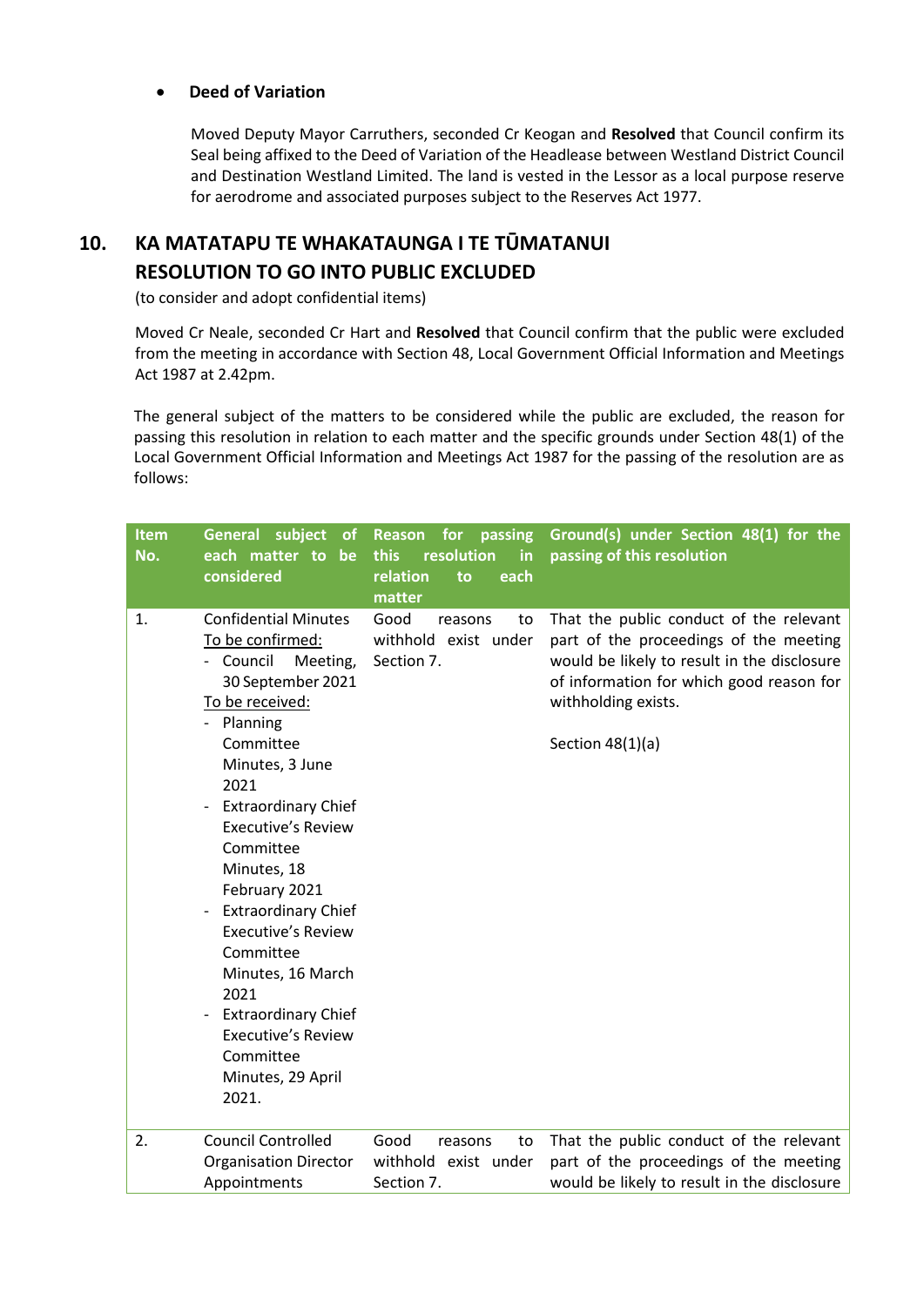- **Deed of Variation**

  Moved Deputy Mayor Carruthers, seconded Cr Keogan and **Resolved** that Council confirm its Seal being affixed to the Deed of Variation of the Headlease between Westland District Council and Destination Westland Limited. The land is vested in the Lessor as a local purpose reserve for aerodrome and associated purposes subject to the Reserves Act 1977.

## 10. KA MATATAPU TE WHAKATAUNGA I TE TŪMATANUI RESOLUTION TO GO INTO PUBLIC EXCLUDED

(to consider and adopt confidential items)

Moved Cr Neale, seconded Cr Hart and **Resolved** that Council confirm that the public were excluded from the meeting in accordance with Section 48, Local Government Official Information and Meetings Act 1987 at 2.42pm.

The general subject of the matters to be considered while the public are excluded, the reason for passing this resolution in relation to each matter and the specific grounds under Section 48(1) of the Local Government Official Information and Meetings Act 1987 for the passing of the resolution are as follows:

| Item No. | General subject of each matter to be considered | Reason for passing this resolution in relation to each matter | Ground(s) under Section 48(1) for the passing of this resolution |
|---|---|---|---|
| 1. | Confidential Minutes<br>To be confirmed:<br>- Council Meeting, 30 September 2021<br>To be received:<br>- Planning Committee Minutes, 3 June 2021<br>- Extraordinary Chief Executive's Review Committee Minutes, 18 February 2021<br>- Extraordinary Chief Executive's Review Committee Minutes, 16 March 2021<br>- Extraordinary Chief Executive's Review Committee Minutes, 29 April 2021. | Good reasons to withhold exist under Section 7. | That the public conduct of the relevant part of the proceedings of the meeting would be likely to result in the disclosure of information for which good reason for withholding exists.<br><br>Section 48(1)(a) |
| 2. | Council Controlled Organisation Director Appointments | Good reasons to withhold exist under Section 7. | That the public conduct of the relevant part of the proceedings of the meeting would be likely to result in the disclosure |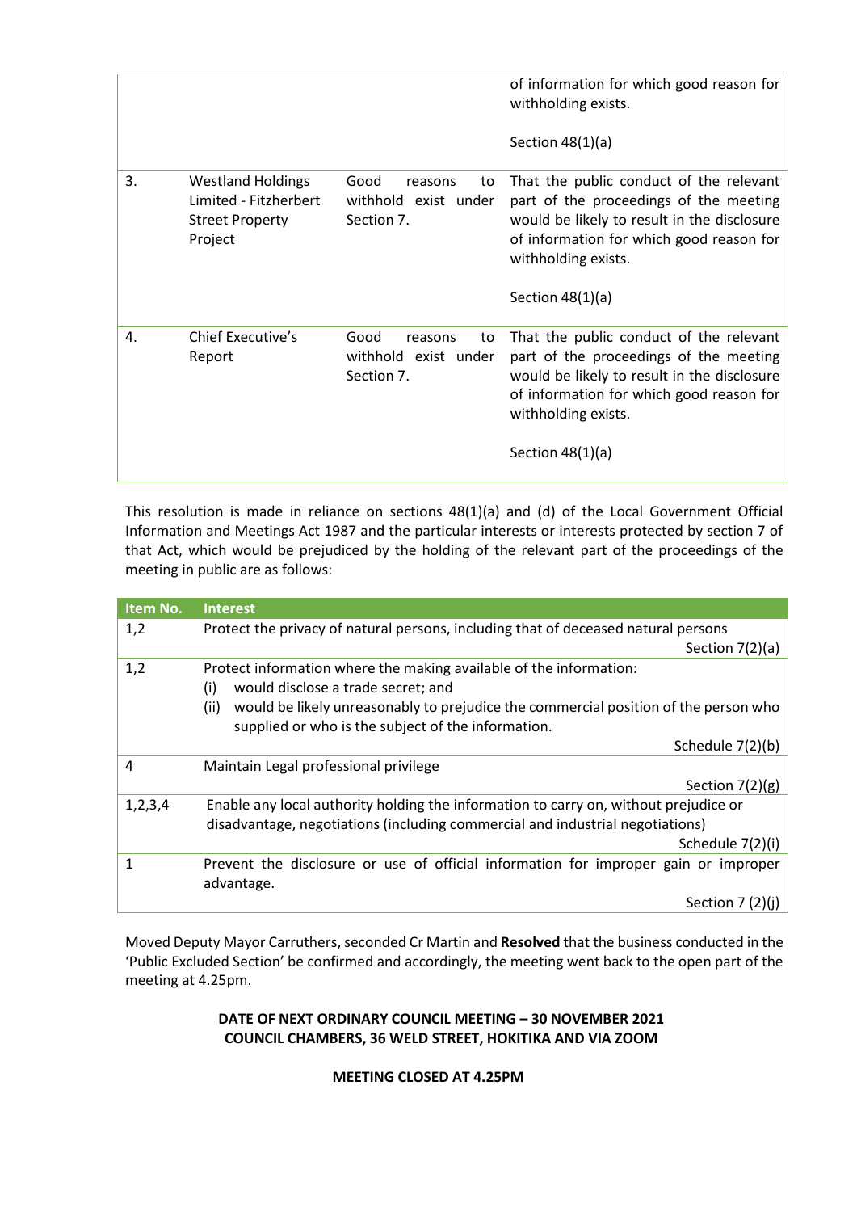| | | | of information for which good reason for withholding exists.<br><br>Section 48(1)(a) |
|---|---|---|---|
| 3. | Westland Holdings Limited - Fitzherbert Street Property Project | Good reasons to withhold exist under Section 7. | That the public conduct of the relevant part of the proceedings of the meeting would be likely to result in the disclosure of information for which good reason for withholding exists.<br><br>Section 48(1)(a) |
| 4. | Chief Executive's Report | Good reasons to withhold exist under Section 7. | That the public conduct of the relevant part of the proceedings of the meeting would be likely to result in the disclosure of information for which good reason for withholding exists.<br><br>Section 48(1)(a) |

This resolution is made in reliance on sections 48(1)(a) and (d) of the Local Government Official Information and Meetings Act 1987 and the particular interests or interests protected by section 7 of that Act, which would be prejudiced by the holding of the relevant part of the proceedings of the meeting in public are as follows:

| Item No. | Interest |
|---|---|
| 1,2 | Protect the privacy of natural persons, including that of deceased natural persons<br>Section 7(2)(a) |
| 1,2 | Protect information where the making available of the information:<br>(i) would disclose a trade secret; and<br>(ii) would be likely unreasonably to prejudice the commercial position of the person who supplied or who is the subject of the information.<br>Schedule 7(2)(b) |
| 4 | Maintain Legal professional privilege<br>Section 7(2)(g) |
| 1,2,3,4 | Enable any local authority holding the information to carry on, without prejudice or disadvantage, negotiations (including commercial and industrial negotiations)<br>Schedule 7(2)(i) |
| 1 | Prevent the disclosure or use of official information for improper gain or improper advantage.<br>Section 7 (2)(j) |

Moved Deputy Mayor Carruthers, seconded Cr Martin and **Resolved** that the business conducted in the 'Public Excluded Section' be confirmed and accordingly, the meeting went back to the open part of the meeting at 4.25pm.

**DATE OF NEXT ORDINARY COUNCIL MEETING – 30 NOVEMBER 2021**
**COUNCIL CHAMBERS, 36 WELD STREET, HOKITIKA AND VIA ZOOM**

**MEETING CLOSED AT 4.25PM**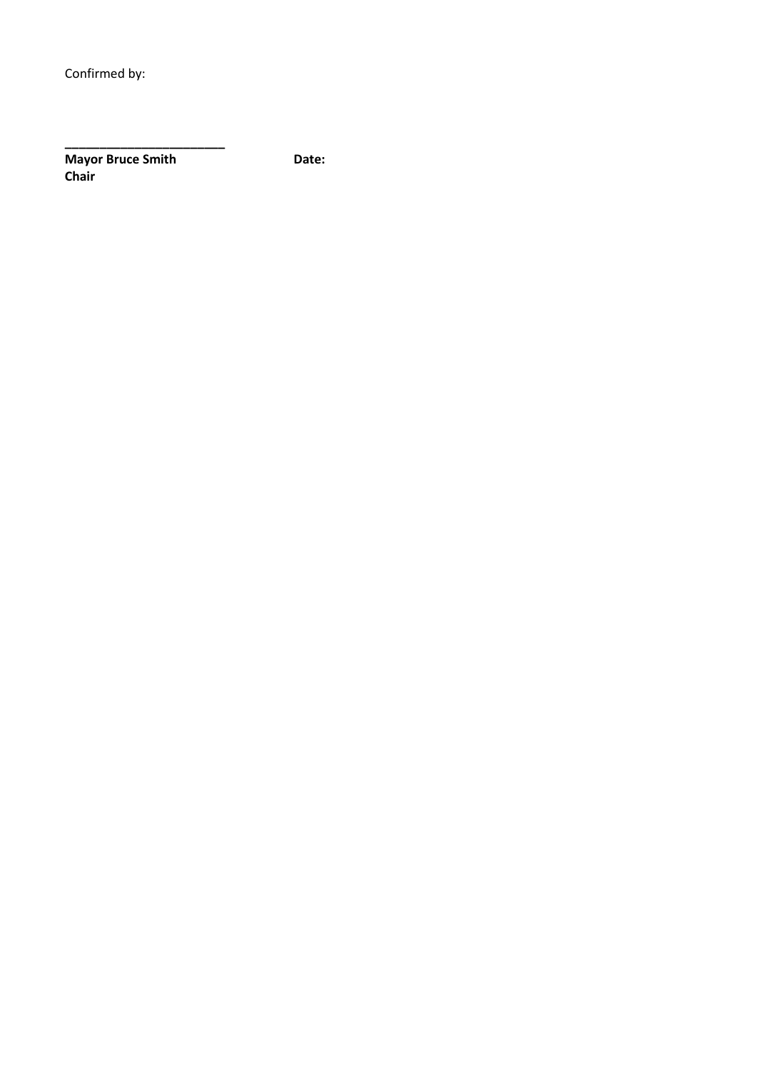Confirmed by:

______________________

**Mayor Bruce Smith** **Date:**
**Chair**